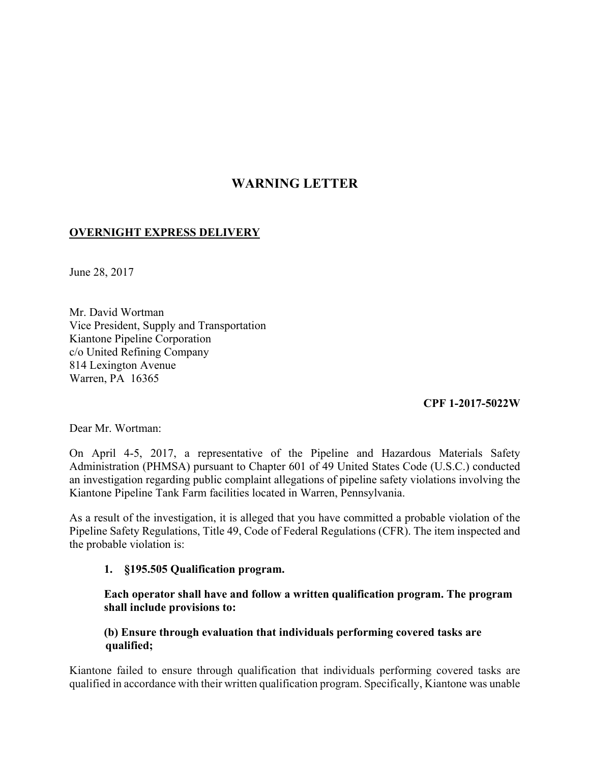# WARNING LETTER

**OVERNIGHT EXPRESS DELIVERY**

June 28, 2017

Mr. David Wortman
Vice President, Supply and Transportation
Kiantone Pipeline Corporation
c/o United Refining Company
814 Lexington Avenue
Warren, PA 16365

**CPF 1-2017-5022W**

Dear Mr. Wortman:

On April 4-5, 2017, a representative of the Pipeline and Hazardous Materials Safety Administration (PHMSA) pursuant to Chapter 601 of 49 United States Code (U.S.C.) conducted an investigation regarding public complaint allegations of pipeline safety violations involving the Kiantone Pipeline Tank Farm facilities located in Warren, Pennsylvania.

As a result of the investigation, it is alleged that you have committed a probable violation of the Pipeline Safety Regulations, Title 49, Code of Federal Regulations (CFR). The item inspected and the probable violation is:

**1. §195.505 Qualification program.**

**Each operator shall have and follow a written qualification program. The program shall include provisions to:**

**(b) Ensure through evaluation that individuals performing covered tasks are qualified;**

Kiantone failed to ensure through qualification that individuals performing covered tasks are qualified in accordance with their written qualification program. Specifically, Kiantone was unable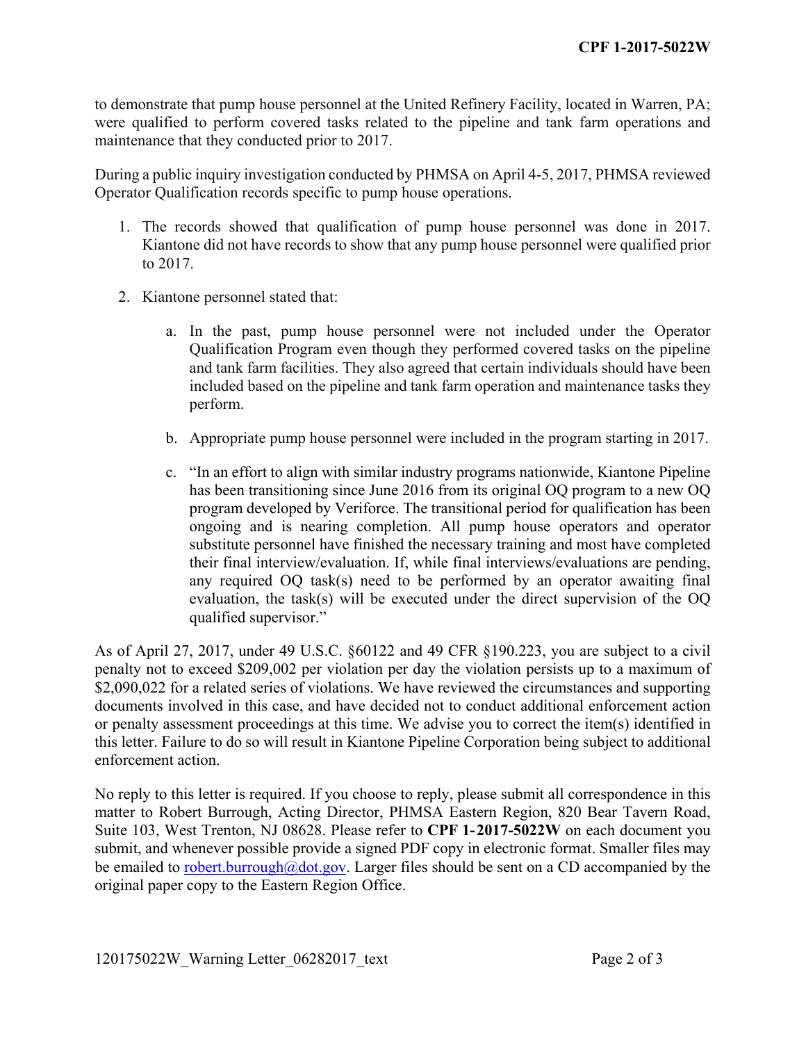to demonstrate that pump house personnel at the United Refinery Facility, located in Warren, PA; were qualified to perform covered tasks related to the pipeline and tank farm operations and maintenance that they conducted prior to 2017.

During a public inquiry investigation conducted by PHMSA on April 4-5, 2017, PHMSA reviewed Operator Qualification records specific to pump house operations.

1. The records showed that qualification of pump house personnel was done in 2017. Kiantone did not have records to show that any pump house personnel were qualified prior to 2017.

2. Kiantone personnel stated that:

   a. In the past, pump house personnel were not included under the Operator Qualification Program even though they performed covered tasks on the pipeline and tank farm facilities. They also agreed that certain individuals should have been included based on the pipeline and tank farm operation and maintenance tasks they perform.

   b. Appropriate pump house personnel were included in the program starting in 2017.

   c. "In an effort to align with similar industry programs nationwide, Kiantone Pipeline has been transitioning since June 2016 from its original OQ program to a new OQ program developed by Veriforce. The transitional period for qualification has been ongoing and is nearing completion. All pump house operators and operator substitute personnel have finished the necessary training and most have completed their final interview/evaluation. If, while final interviews/evaluations are pending, any required OQ task(s) need to be performed by an operator awaiting final evaluation, the task(s) will be executed under the direct supervision of the OQ qualified supervisor."

As of April 27, 2017, under 49 U.S.C. §60122 and 49 CFR §190.223, you are subject to a civil penalty not to exceed $209,002 per violation per day the violation persists up to a maximum of $2,090,022 for a related series of violations. We have reviewed the circumstances and supporting documents involved in this case, and have decided not to conduct additional enforcement action or penalty assessment proceedings at this time. We advise you to correct the item(s) identified in this letter. Failure to do so will result in Kiantone Pipeline Corporation being subject to additional enforcement action.

No reply to this letter is required. If you choose to reply, please submit all correspondence in this matter to Robert Burrough, Acting Director, PHMSA Eastern Region, 820 Bear Tavern Road, Suite 103, West Trenton, NJ 08628. Please refer to **CPF 1-2017-5022W** on each document you submit, and whenever possible provide a signed PDF copy in electronic format. Smaller files may be emailed to robert.burrough@dot.gov. Larger files should be sent on a CD accompanied by the original paper copy to the Eastern Region Office.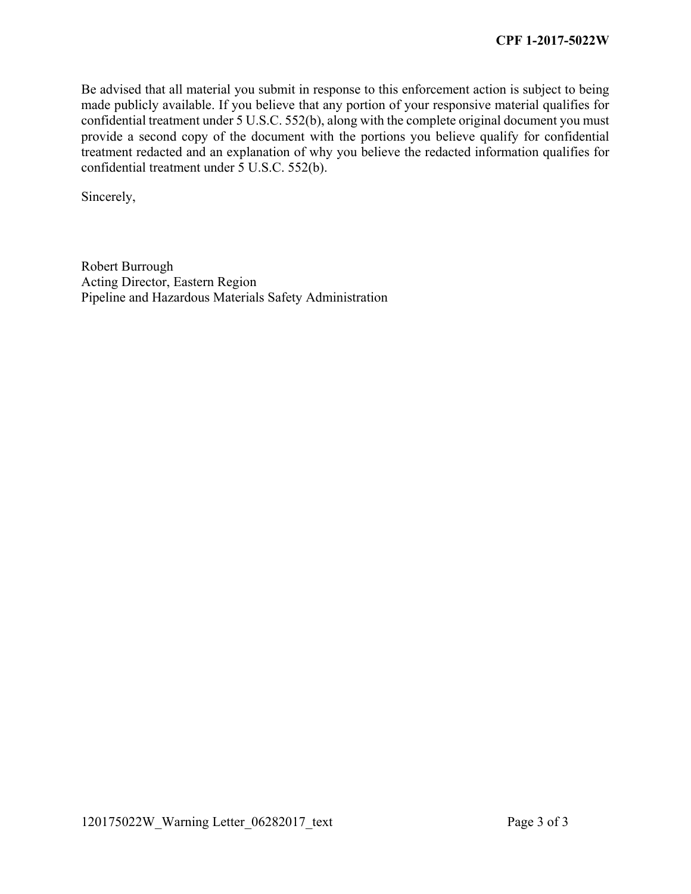Be advised that all material you submit in response to this enforcement action is subject to being made publicly available. If you believe that any portion of your responsive material qualifies for confidential treatment under 5 U.S.C. 552(b), along with the complete original document you must provide a second copy of the document with the portions you believe qualify for confidential treatment redacted and an explanation of why you believe the redacted information qualifies for confidential treatment under 5 U.S.C. 552(b).

Sincerely,

Robert Burrough
Acting Director, Eastern Region
Pipeline and Hazardous Materials Safety Administration